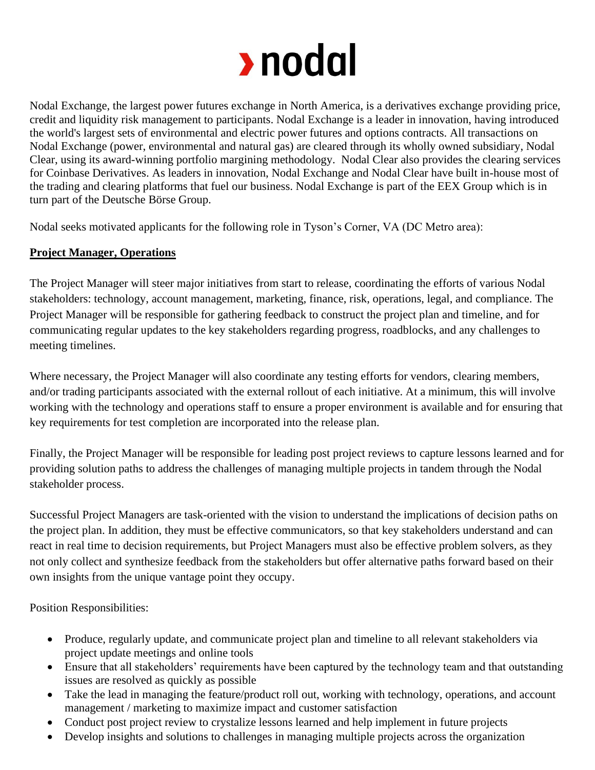# › nodal

Nodal Exchange, the largest power futures exchange in North America, is a derivatives exchange providing price, credit and liquidity risk management to participants. Nodal Exchange is a leader in innovation, having introduced the world's largest sets of environmental and electric power futures and options contracts. All transactions on Nodal Exchange (power, environmental and natural gas) are cleared through its wholly owned subsidiary, Nodal Clear, using its award-winning portfolio margining methodology. Nodal Clear also provides the clearing services for Coinbase Derivatives. As leaders in innovation, Nodal Exchange and Nodal Clear have built in-house most of the trading and clearing platforms that fuel our business. Nodal Exchange is part of the EEX Group which is in turn part of the Deutsche Börse Group.

Nodal seeks motivated applicants for the following role in Tyson's Corner, VA (DC Metro area):

## Project Manager, Operations

The Project Manager will steer major initiatives from start to release, coordinating the efforts of various Nodal stakeholders: technology, account management, marketing, finance, risk, operations, legal, and compliance. The Project Manager will be responsible for gathering feedback to construct the project plan and timeline, and for communicating regular updates to the key stakeholders regarding progress, roadblocks, and any challenges to meeting timelines.

Where necessary, the Project Manager will also coordinate any testing efforts for vendors, clearing members, and/or trading participants associated with the external rollout of each initiative. At a minimum, this will involve working with the technology and operations staff to ensure a proper environment is available and for ensuring that key requirements for test completion are incorporated into the release plan.

Finally, the Project Manager will be responsible for leading post project reviews to capture lessons learned and for providing solution paths to address the challenges of managing multiple projects in tandem through the Nodal stakeholder process.

Successful Project Managers are task-oriented with the vision to understand the implications of decision paths on the project plan. In addition, they must be effective communicators, so that key stakeholders understand and can react in real time to decision requirements, but Project Managers must also be effective problem solvers, as they not only collect and synthesize feedback from the stakeholders but offer alternative paths forward based on their own insights from the unique vantage point they occupy.

Position Responsibilities:

- Produce, regularly update, and communicate project plan and timeline to all relevant stakeholders via project update meetings and online tools
- Ensure that all stakeholders' requirements have been captured by the technology team and that outstanding issues are resolved as quickly as possible
- Take the lead in managing the feature/product roll out, working with technology, operations, and account management / marketing to maximize impact and customer satisfaction
- Conduct post project review to crystalize lessons learned and help implement in future projects
- Develop insights and solutions to challenges in managing multiple projects across the organization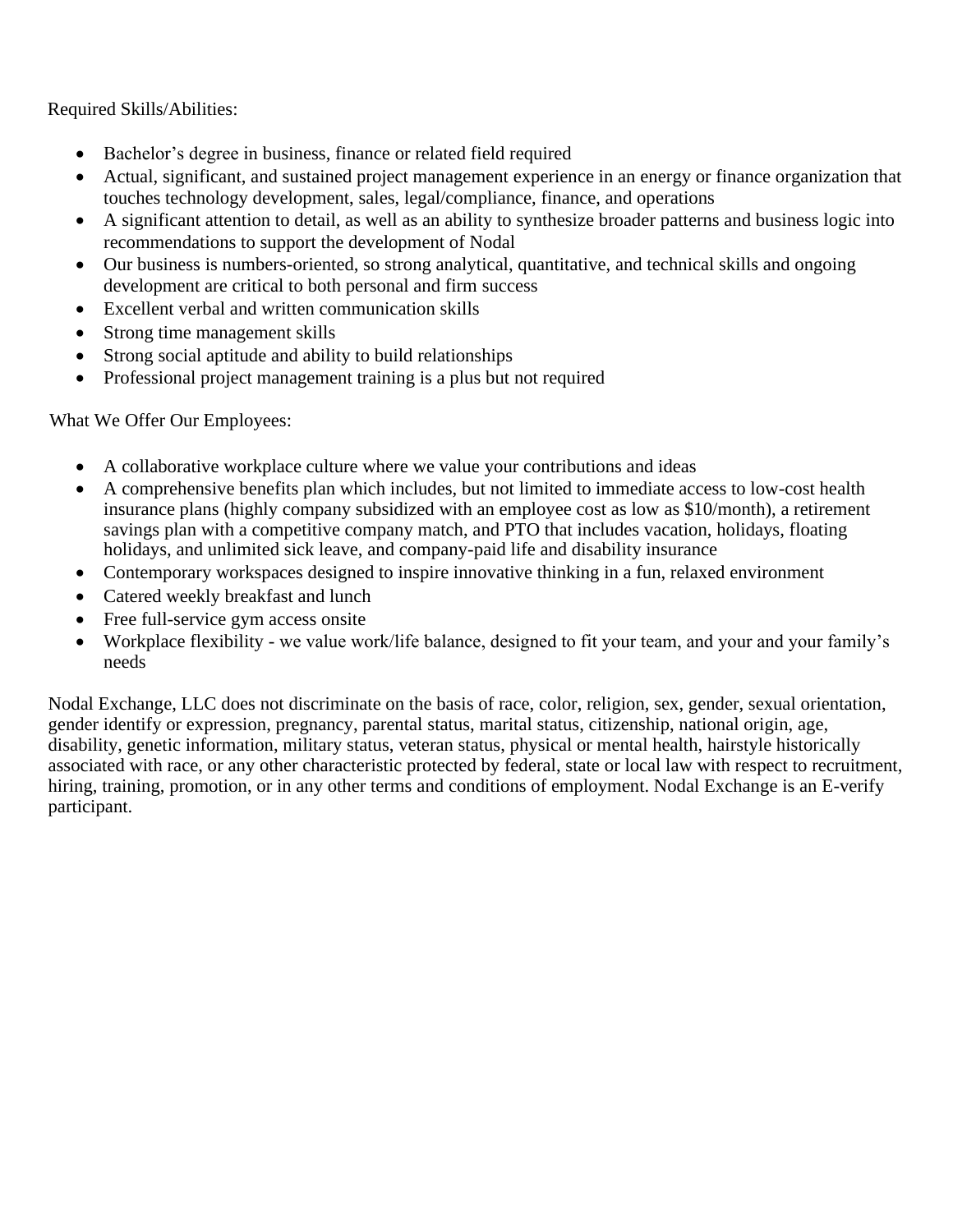Required Skills/Abilities:

- Bachelor's degree in business, finance or related field required
- Actual, significant, and sustained project management experience in an energy or finance organization that touches technology development, sales, legal/compliance, finance, and operations
- A significant attention to detail, as well as an ability to synthesize broader patterns and business logic into recommendations to support the development of Nodal
- Our business is numbers-oriented, so strong analytical, quantitative, and technical skills and ongoing development are critical to both personal and firm success
- Excellent verbal and written communication skills
- Strong time management skills
- Strong social aptitude and ability to build relationships
- Professional project management training is a plus but not required

What We Offer Our Employees:

- A collaborative workplace culture where we value your contributions and ideas
- A comprehensive benefits plan which includes, but not limited to immediate access to low-cost health insurance plans (highly company subsidized with an employee cost as low as $10/month), a retirement savings plan with a competitive company match, and PTO that includes vacation, holidays, floating holidays, and unlimited sick leave, and company-paid life and disability insurance
- Contemporary workspaces designed to inspire innovative thinking in a fun, relaxed environment
- Catered weekly breakfast and lunch
- Free full-service gym access onsite
- Workplace flexibility - we value work/life balance, designed to fit your team, and your and your family's needs

Nodal Exchange, LLC does not discriminate on the basis of race, color, religion, sex, gender, sexual orientation, gender identify or expression, pregnancy, parental status, marital status, citizenship, national origin, age, disability, genetic information, military status, veteran status, physical or mental health, hairstyle historically associated with race, or any other characteristic protected by federal, state or local law with respect to recruitment, hiring, training, promotion, or in any other terms and conditions of employment. Nodal Exchange is an E-verify participant.